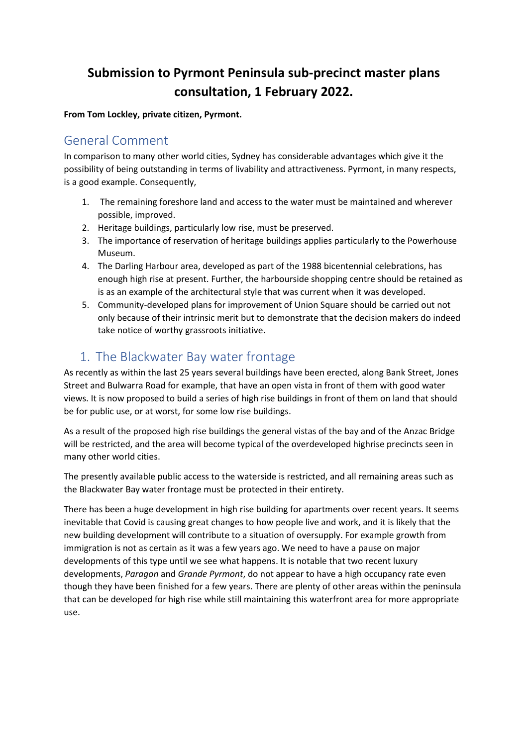# Submission to Pyrmont Peninsula sub-precinct master plans consultation, 1 February 2022.

**From Tom Lockley, private citizen, Pyrmont.**

## General Comment

In comparison to many other world cities, Sydney has considerable advantages which give it the possibility of being outstanding in terms of livability and attractiveness. Pyrmont, in many respects, is a good example. Consequently,

1. The remaining foreshore land and access to the water must be maintained and wherever possible, improved.
2. Heritage buildings, particularly low rise, must be preserved.
3. The importance of reservation of heritage buildings applies particularly to the Powerhouse Museum.
4. The Darling Harbour area, developed as part of the 1988 bicentennial celebrations, has enough high rise at present. Further, the harbourside shopping centre should be retained as is as an example of the architectural style that was current when it was developed.
5. Community-developed plans for improvement of Union Square should be carried out not only because of their intrinsic merit but to demonstrate that the decision makers do indeed take notice of worthy grassroots initiative.

## 1. The Blackwater Bay water frontage

As recently as within the last 25 years several buildings have been erected, along Bank Street, Jones Street and Bulwarra Road for example, that have an open vista in front of them with good water views. It is now proposed to build a series of high rise buildings in front of them on land that should be for public use, or at worst, for some low rise buildings.

As a result of the proposed high rise buildings the general vistas of the bay and of the Anzac Bridge will be restricted, and the area will become typical of the overdeveloped highrise precincts seen in many other world cities.

The presently available public access to the waterside is restricted, and all remaining areas such as the Blackwater Bay water frontage must be protected in their entirety.

There has been a huge development in high rise building for apartments over recent years. It seems inevitable that Covid is causing great changes to how people live and work, and it is likely that the new building development will contribute to a situation of oversupply. For example growth from immigration is not as certain as it was a few years ago. We need to have a pause on major developments of this type until we see what happens. It is notable that two recent luxury developments, *Paragon* and *Grande Pyrmont*, do not appear to have a high occupancy rate even though they have been finished for a few years. There are plenty of other areas within the peninsula that can be developed for high rise while still maintaining this waterfront area for more appropriate use.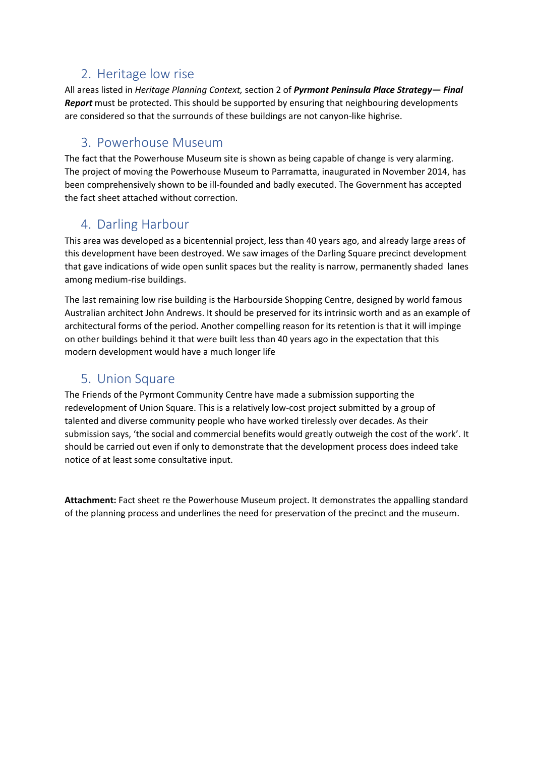## 2. Heritage low rise

All areas listed in *Heritage Planning Context,* section 2 of ***Pyrmont Peninsula Place Strategy— Final Report*** must be protected. This should be supported by ensuring that neighbouring developments are considered so that the surrounds of these buildings are not canyon-like highrise.

## 3. Powerhouse Museum

The fact that the Powerhouse Museum site is shown as being capable of change is very alarming. The project of moving the Powerhouse Museum to Parramatta, inaugurated in November 2014, has been comprehensively shown to be ill-founded and badly executed. The Government has accepted the fact sheet attached without correction.

## 4. Darling Harbour

This area was developed as a bicentennial project, less than 40 years ago, and already large areas of this development have been destroyed. We saw images of the Darling Square precinct development that gave indications of wide open sunlit spaces but the reality is narrow, permanently shaded lanes among medium-rise buildings.

The last remaining low rise building is the Harbourside Shopping Centre, designed by world famous Australian architect John Andrews. It should be preserved for its intrinsic worth and as an example of architectural forms of the period. Another compelling reason for its retention is that it will impinge on other buildings behind it that were built less than 40 years ago in the expectation that this modern development would have a much longer life

## 5. Union Square

The Friends of the Pyrmont Community Centre have made a submission supporting the redevelopment of Union Square. This is a relatively low-cost project submitted by a group of talented and diverse community people who have worked tirelessly over decades. As their submission says, 'the social and commercial benefits would greatly outweigh the cost of the work'. It should be carried out even if only to demonstrate that the development process does indeed take notice of at least some consultative input.

**Attachment:** Fact sheet re the Powerhouse Museum project. It demonstrates the appalling standard of the planning process and underlines the need for preservation of the precinct and the museum.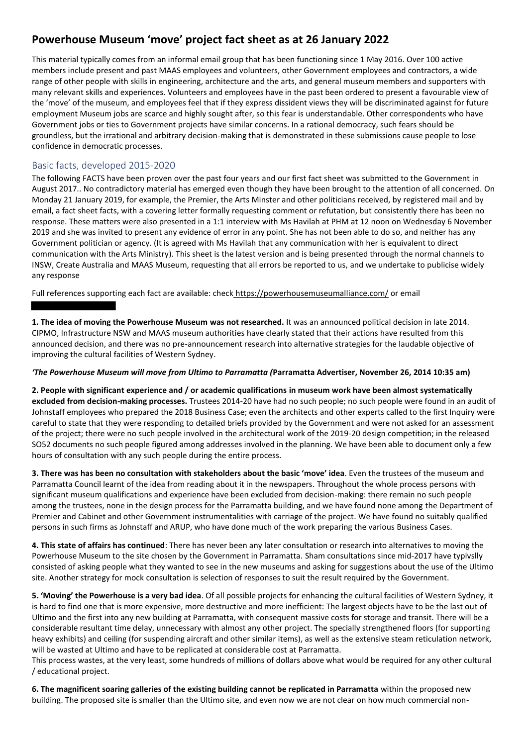# Powerhouse Museum 'move' project fact sheet as at 26 January 2022

This material typically comes from an informal email group that has been functioning since 1 May 2016. Over 100 active members include present and past MAAS employees and volunteers, other Government employees and contractors, a wide range of other people with skills in engineering, architecture and the arts, and general museum members and supporters with many relevant skills and experiences. Volunteers and employees have in the past been ordered to present a favourable view of the 'move' of the museum, and employees feel that if they express dissident views they will be discriminated against for future employment Museum jobs are scarce and highly sought after, so this fear is understandable. Other correspondents who have Government jobs or ties to Government projects have similar concerns. In a rational democracy, such fears should be groundless, but the irrational and arbitrary decision-making that is demonstrated in these submissions cause people to lose confidence in democratic processes.

## Basic facts, developed 2015-2020

The following FACTS have been proven over the past four years and our first fact sheet was submitted to the Government in August 2017.. No contradictory material has emerged even though they have been brought to the attention of all concerned. On Monday 21 January 2019, for example, the Premier, the Arts Minster and other politicians received, by registered mail and by email, a fact sheet facts, with a covering letter formally requesting comment or refutation, but consistently there has been no response. These matters were also presented in a 1:1 interview with Ms Havilah at PHM at 12 noon on Wednesday 6 November 2019 and she was invited to present any evidence of error in any point. She has not been able to do so, and neither has any Government politician or agency. (It is agreed with Ms Havilah that any communication with her is equivalent to direct communication with the Arts Ministry). This sheet is the latest version and is being presented through the normal channels to INSW, Create Australia and MAAS Museum, requesting that all errors be reported to us, and we undertake to publicise widely any response

Full references supporting each fact are available: check https://powerhousemuseumalliance.com/ or email

**1. The idea of moving the Powerhouse Museum was not researched.** It was an announced political decision in late 2014. CIPMO, Infrastructure NSW and MAAS museum authorities have clearly stated that their actions have resulted from this announced decision, and there was no pre-announcement research into alternative strategies for the laudable objective of improving the cultural facilities of Western Sydney.

***'The Powerhouse Museum will move from Ultimo to Parramatta (*Parramatta Advertiser, November 26, 2014 10:35 am)**

**2. People with significant experience and / or academic qualifications in museum work have been almost systematically excluded from decision-making processes.** Trustees 2014-20 have had no such people; no such people were found in an audit of Johnstaff employees who prepared the 2018 Business Case; even the architects and other experts called to the first Inquiry were careful to state that they were responding to detailed briefs provided by the Government and were not asked for an assessment of the project; there were no such people involved in the architectural work of the 2019-20 design competition; in the released SO52 documents no such people figured among addresses involved in the planning. We have been able to document only a few hours of consultation with any such people during the entire process.

**3. There was has been no consultation with stakeholders about the basic 'move' idea**. Even the trustees of the museum and Parramatta Council learnt of the idea from reading about it in the newspapers. Throughout the whole process persons with significant museum qualifications and experience have been excluded from decision-making: there remain no such people among the trustees, none in the design process for the Parramatta building, and we have found none among the Department of Premier and Cabinet and other Government instrumentalities with carriage of the project. We have found no suitably qualified persons in such firms as Johnstaff and ARUP, who have done much of the work preparing the various Business Cases.

**4. This state of affairs has continued**: There has never been any later consultation or research into alternatives to moving the Powerhouse Museum to the site chosen by the Government in Parramatta. Sham consultations since mid-2017 have typivslly consisted of asking people what they wanted to see in the new museums and asking for suggestions about the use of the Ultimo site. Another strategy for mock consultation is selection of responses to suit the result required by the Government.

**5. 'Moving' the Powerhouse is a very bad idea**. Of all possible projects for enhancing the cultural facilities of Western Sydney, it is hard to find one that is more expensive, more destructive and more inefficient: The largest objects have to be the last out of Ultimo and the first into any new building at Parramatta, with consequent massive costs for storage and transit. There will be a considerable resultant time delay, unnecessary with almost any other project. The specially strengthened floors (for supporting heavy exhibits) and ceiling (for suspending aircraft and other similar items), as well as the extensive steam reticulation network, will be wasted at Ultimo and have to be replicated at considerable cost at Parramatta.

This process wastes, at the very least, some hundreds of millions of dollars above what would be required for any other cultural / educational project.

**6. The magnificent soaring galleries of the existing building cannot be replicated in Parramatta** within the proposed new building. The proposed site is smaller than the Ultimo site, and even now we are not clear on how much commercial non-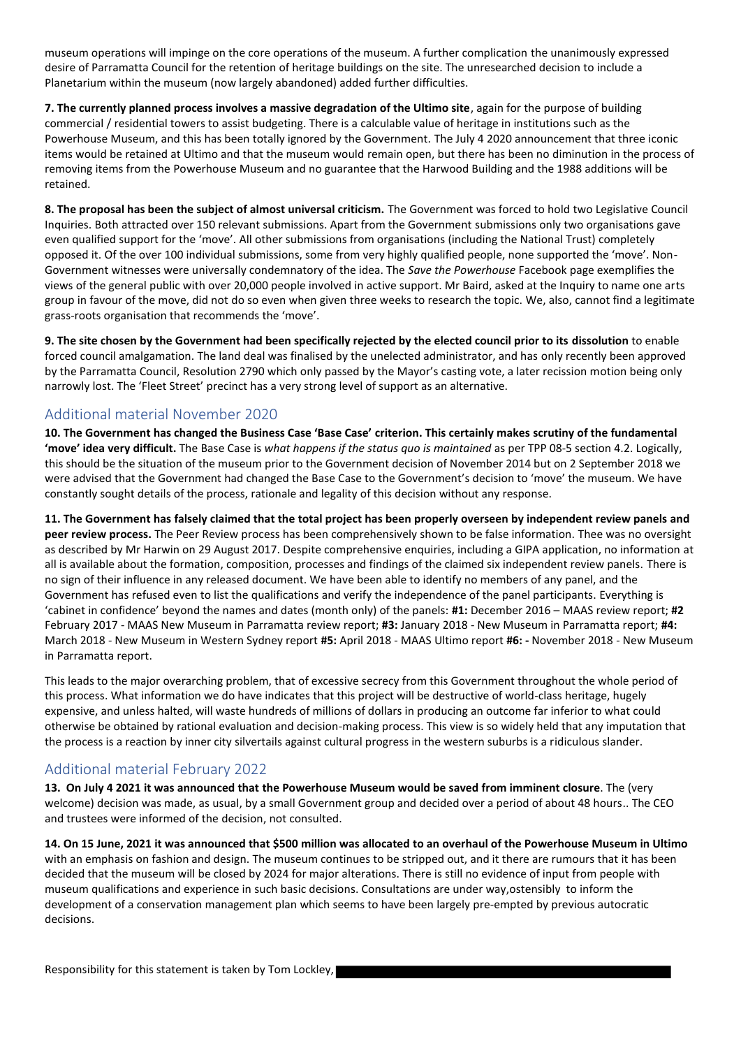museum operations will impinge on the core operations of the museum. A further complication the unanimously expressed desire of Parramatta Council for the retention of heritage buildings on the site. The unresearched decision to include a Planetarium within the museum (now largely abandoned) added further difficulties.

**7. The currently planned process involves a massive degradation of the Ultimo site**, again for the purpose of building commercial / residential towers to assist budgeting. There is a calculable value of heritage in institutions such as the Powerhouse Museum, and this has been totally ignored by the Government. The July 4 2020 announcement that three iconic items would be retained at Ultimo and that the museum would remain open, but there has been no diminution in the process of removing items from the Powerhouse Museum and no guarantee that the Harwood Building and the 1988 additions will be retained.

**8. The proposal has been the subject of almost universal criticism.** The Government was forced to hold two Legislative Council Inquiries. Both attracted over 150 relevant submissions. Apart from the Government submissions only two organisations gave even qualified support for the 'move'. All other submissions from organisations (including the National Trust) completely opposed it. Of the over 100 individual submissions, some from very highly qualified people, none supported the 'move'. Non-Government witnesses were universally condemnatory of the idea. The *Save the Powerhouse* Facebook page exemplifies the views of the general public with over 20,000 people involved in active support. Mr Baird, asked at the Inquiry to name one arts group in favour of the move, did not do so even when given three weeks to research the topic. We, also, cannot find a legitimate grass-roots organisation that recommends the 'move'.

**9. The site chosen by the Government had been specifically rejected by the elected council prior to its dissolution** to enable forced council amalgamation. The land deal was finalised by the unelected administrator, and has only recently been approved by the Parramatta Council, Resolution 2790 which only passed by the Mayor's casting vote, a later recission motion being only narrowly lost. The 'Fleet Street' precinct has a very strong level of support as an alternative.

## Additional material November 2020

**10. The Government has changed the Business Case 'Base Case' criterion. This certainly makes scrutiny of the fundamental 'move' idea very difficult.** The Base Case is *what happens if the status quo is maintained* as per TPP 08-5 section 4.2. Logically, this should be the situation of the museum prior to the Government decision of November 2014 but on 2 September 2018 we were advised that the Government had changed the Base Case to the Government's decision to 'move' the museum. We have constantly sought details of the process, rationale and legality of this decision without any response.

**11. The Government has falsely claimed that the total project has been properly overseen by independent review panels and peer review process.** The Peer Review process has been comprehensively shown to be false information. Thee was no oversight as described by Mr Harwin on 29 August 2017. Despite comprehensive enquiries, including a GIPA application, no information at all is available about the formation, composition, processes and findings of the claimed six independent review panels. There is no sign of their influence in any released document. We have been able to identify no members of any panel, and the Government has refused even to list the qualifications and verify the independence of the panel participants. Everything is 'cabinet in confidence' beyond the names and dates (month only) of the panels: **#1:** December 2016 – MAAS review report; **#2** February 2017 - MAAS New Museum in Parramatta review report; **#3:** January 2018 - New Museum in Parramatta report; **#4:** March 2018 - New Museum in Western Sydney report **#5:** April 2018 - MAAS Ultimo report **#6: -** November 2018 - New Museum in Parramatta report.

This leads to the major overarching problem, that of excessive secrecy from this Government throughout the whole period of this process. What information we do have indicates that this project will be destructive of world-class heritage, hugely expensive, and unless halted, will waste hundreds of millions of dollars in producing an outcome far inferior to what could otherwise be obtained by rational evaluation and decision-making process. This view is so widely held that any imputation that the process is a reaction by inner city silvertails against cultural progress in the western suburbs is a ridiculous slander.

## Additional material February 2022

**13. On July 4 2021 it was announced that the Powerhouse Museum would be saved from imminent closure**. The (very welcome) decision was made, as usual, by a small Government group and decided over a period of about 48 hours.. The CEO and trustees were informed of the decision, not consulted.

**14. On 15 June, 2021 it was announced that $500 million was allocated to an overhaul of the Powerhouse Museum in Ultimo** with an emphasis on fashion and design. The museum continues to be stripped out, and it there are rumours that it has been decided that the museum will be closed by 2024 for major alterations. There is still no evidence of input from people with museum qualifications and experience in such basic decisions. Consultations are under way,ostensibly to inform the development of a conservation management plan which seems to have been largely pre-empted by previous autocratic decisions.

Responsibility for this statement is taken by Tom Lockley,